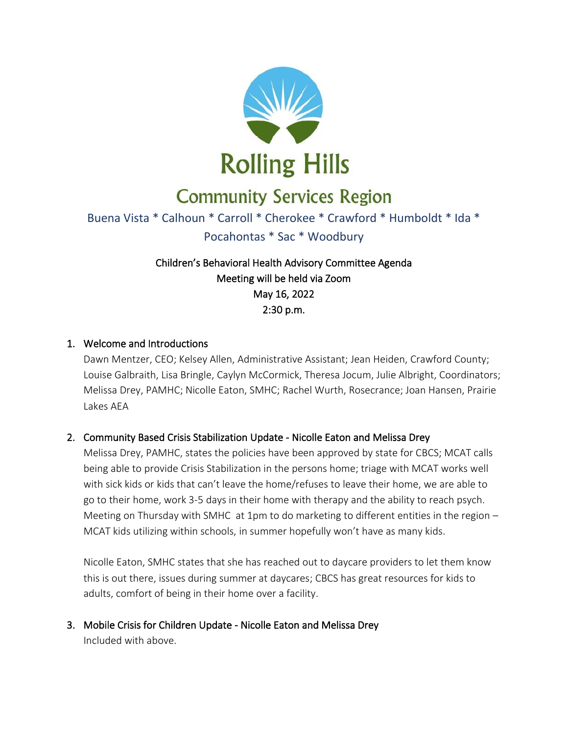# Rolling Hills

## Community Services Region

Buena Vista * Calhoun * Carroll * Cherokee * Crawford * Humboldt * Ida * Pocahontas * Sac * Woodbury

Children's Behavioral Health Advisory Committee Agenda
Meeting will be held via Zoom
May 16, 2022
2:30 p.m.

1. Welcome and Introductions

   Dawn Mentzer, CEO; Kelsey Allen, Administrative Assistant; Jean Heiden, Crawford County; Louise Galbraith, Lisa Bringle, Caylyn McCormick, Theresa Jocum, Julie Albright, Coordinators; Melissa Drey, PAMHC; Nicolle Eaton, SMHC; Rachel Wurth, Rosecrance; Joan Hansen, Prairie Lakes AEA

2. Community Based Crisis Stabilization Update - Nicolle Eaton and Melissa Drey

   Melissa Drey, PAMHC, states the policies have been approved by state for CBCS; MCAT calls being able to provide Crisis Stabilization in the persons home; triage with MCAT works well with sick kids or kids that can't leave the home/refuses to leave their home, we are able to go to their home, work 3-5 days in their home with therapy and the ability to reach psych. Meeting on Thursday with SMHC at 1pm to do marketing to different entities in the region – MCAT kids utilizing within schools, in summer hopefully won't have as many kids.

   Nicolle Eaton, SMHC states that she has reached out to daycare providers to let them know this is out there, issues during summer at daycares; CBCS has great resources for kids to adults, comfort of being in their home over a facility.

3. Mobile Crisis for Children Update - Nicolle Eaton and Melissa Drey

   Included with above.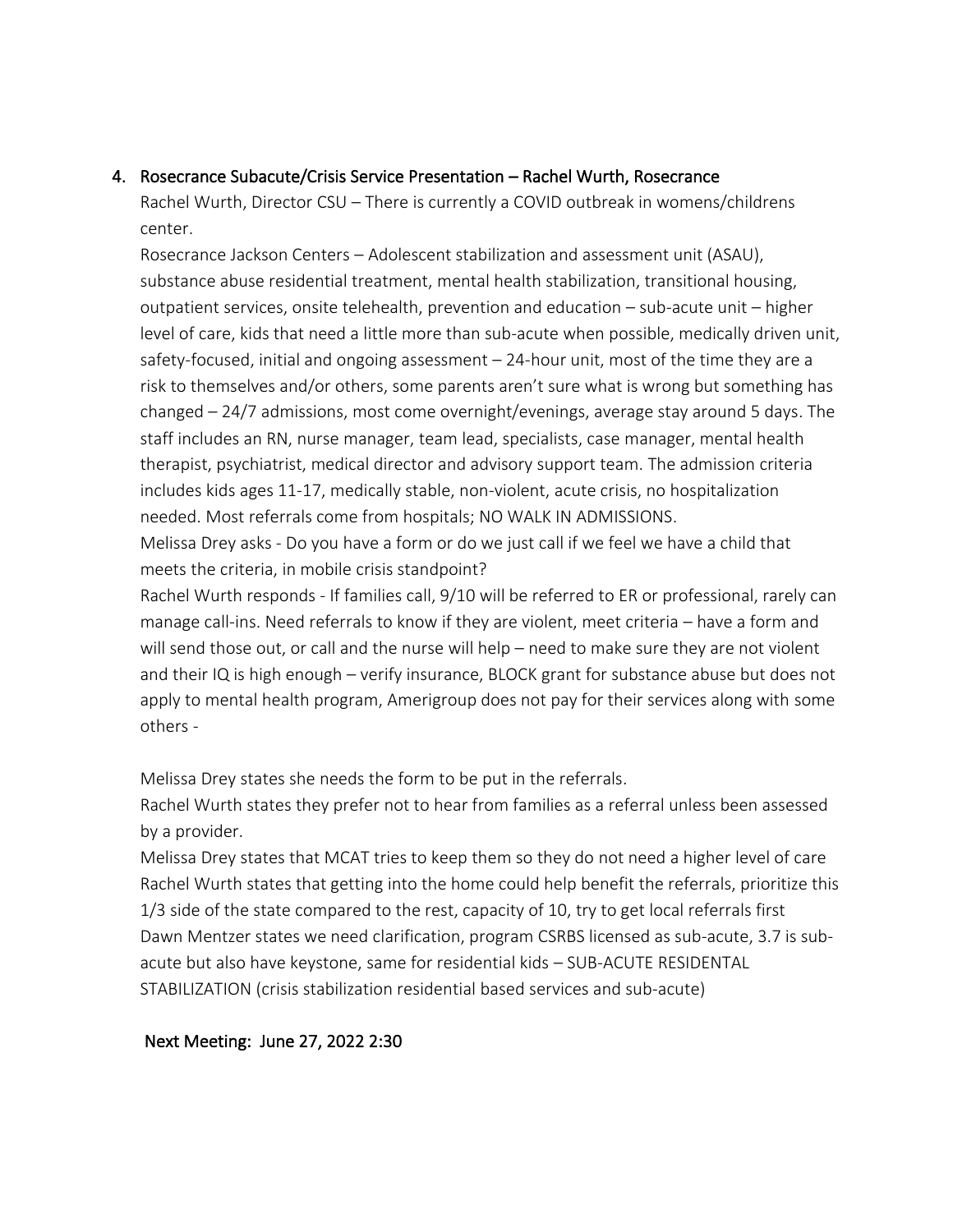4. Rosecrance Subacute/Crisis Service Presentation – Rachel Wurth, Rosecrance

Rachel Wurth, Director CSU – There is currently a COVID outbreak in womens/childrens center.

Rosecrance Jackson Centers – Adolescent stabilization and assessment unit (ASAU), substance abuse residential treatment, mental health stabilization, transitional housing, outpatient services, onsite telehealth, prevention and education – sub-acute unit – higher level of care, kids that need a little more than sub-acute when possible, medically driven unit, safety-focused, initial and ongoing assessment – 24-hour unit, most of the time they are a risk to themselves and/or others, some parents aren't sure what is wrong but something has changed – 24/7 admissions, most come overnight/evenings, average stay around 5 days. The staff includes an RN, nurse manager, team lead, specialists, case manager, mental health therapist, psychiatrist, medical director and advisory support team. The admission criteria includes kids ages 11-17, medically stable, non-violent, acute crisis, no hospitalization needed. Most referrals come from hospitals; NO WALK IN ADMISSIONS.

Melissa Drey asks - Do you have a form or do we just call if we feel we have a child that meets the criteria, in mobile crisis standpoint?

Rachel Wurth responds - If families call, 9/10 will be referred to ER or professional, rarely can manage call-ins. Need referrals to know if they are violent, meet criteria – have a form and will send those out, or call and the nurse will help – need to make sure they are not violent and their IQ is high enough – verify insurance, BLOCK grant for substance abuse but does not apply to mental health program, Amerigroup does not pay for their services along with some others -

Melissa Drey states she needs the form to be put in the referrals.

Rachel Wurth states they prefer not to hear from families as a referral unless been assessed by a provider.

Melissa Drey states that MCAT tries to keep them so they do not need a higher level of care

Rachel Wurth states that getting into the home could help benefit the referrals, prioritize this 1/3 side of the state compared to the rest, capacity of 10, try to get local referrals first

Dawn Mentzer states we need clarification, program CSRBS licensed as sub-acute, 3.7 is sub-acute but also have keystone, same for residential kids – SUB-ACUTE RESIDENTAL STABILIZATION (crisis stabilization residential based services and sub-acute)

Next Meeting: June 27, 2022 2:30